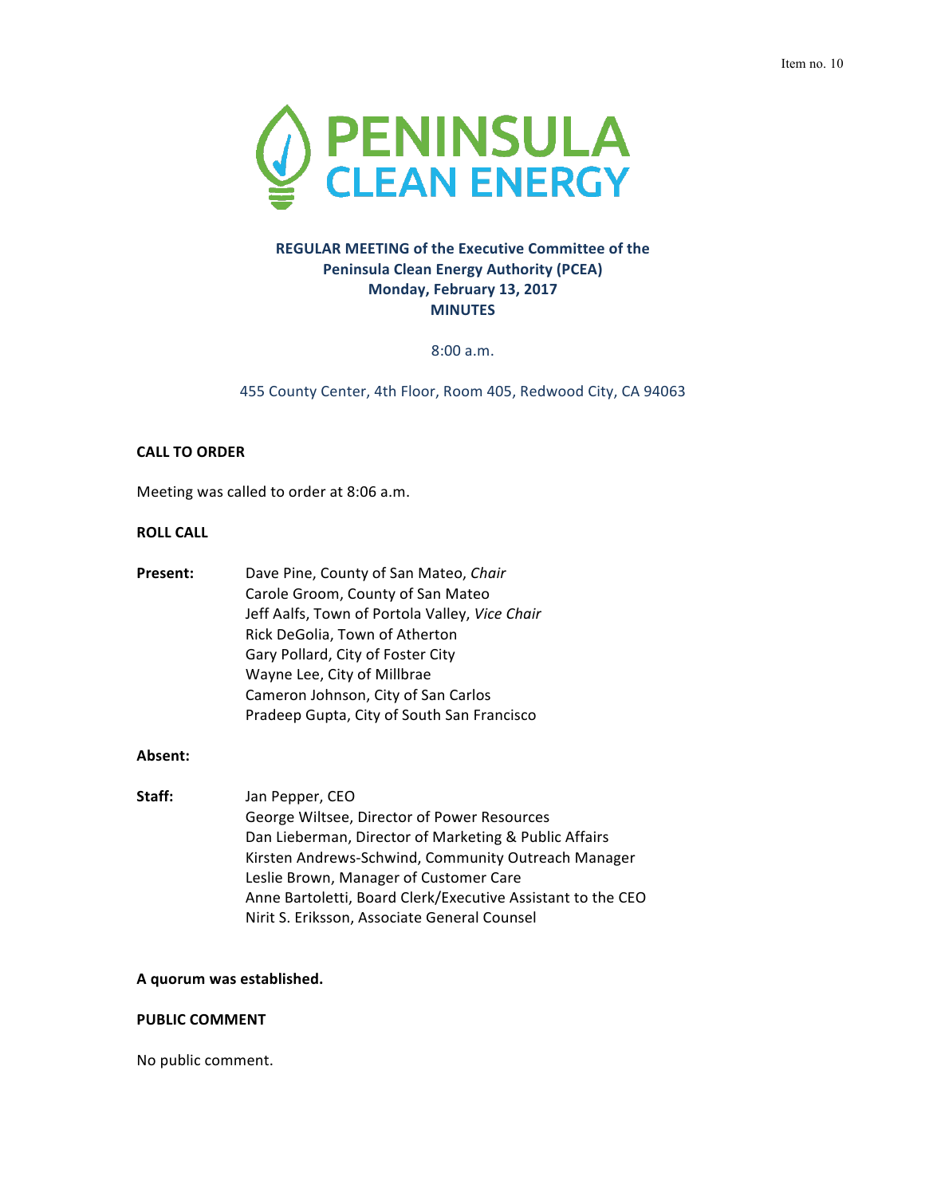Item no. 10

# PENINSULA CLEAN ENERGY

**REGULAR MEETING of the Executive Committee of the Peninsula Clean Energy Authority (PCEA)**
**Monday, February 13, 2017**
**MINUTES**

8:00 a.m.

455 County Center, 4th Floor, Room 405, Redwood City, CA 94063

**CALL TO ORDER**

Meeting was called to order at 8:06 a.m.

**ROLL CALL**

**Present:**
Dave Pine, County of San Mateo, *Chair*
Carole Groom, County of San Mateo
Jeff Aalfs, Town of Portola Valley, *Vice Chair*
Rick DeGolia, Town of Atherton
Gary Pollard, City of Foster City
Wayne Lee, City of Millbrae
Cameron Johnson, City of San Carlos
Pradeep Gupta, City of South San Francisco

**Absent:**

**Staff:**
Jan Pepper, CEO
George Wiltsee, Director of Power Resources
Dan Lieberman, Director of Marketing & Public Affairs
Kirsten Andrews-Schwind, Community Outreach Manager
Leslie Brown, Manager of Customer Care
Anne Bartoletti, Board Clerk/Executive Assistant to the CEO
Nirit S. Eriksson, Associate General Counsel

**A quorum was established.**

**PUBLIC COMMENT**

No public comment.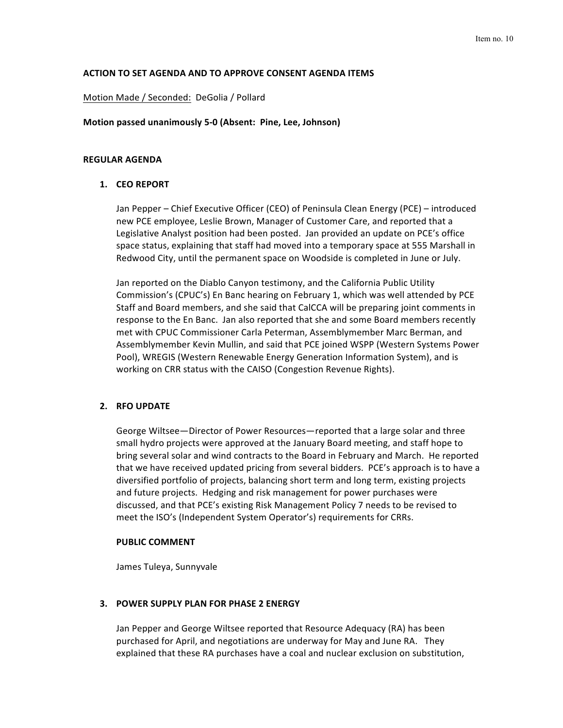**ACTION TO SET AGENDA AND TO APPROVE CONSENT AGENDA ITEMS**

Motion Made / Seconded: DeGolia / Pollard

**Motion passed unanimously 5-0 (Absent: Pine, Lee, Johnson)**

**REGULAR AGENDA**

1. **CEO REPORT**

   Jan Pepper – Chief Executive Officer (CEO) of Peninsula Clean Energy (PCE) – introduced new PCE employee, Leslie Brown, Manager of Customer Care, and reported that a Legislative Analyst position had been posted. Jan provided an update on PCE's office space status, explaining that staff had moved into a temporary space at 555 Marshall in Redwood City, until the permanent space on Woodside is completed in June or July.

   Jan reported on the Diablo Canyon testimony, and the California Public Utility Commission's (CPUC's) En Banc hearing on February 1, which was well attended by PCE Staff and Board members, and she said that CalCCA will be preparing joint comments in response to the En Banc. Jan also reported that she and some Board members recently met with CPUC Commissioner Carla Peterman, Assemblymember Marc Berman, and Assemblymember Kevin Mullin, and said that PCE joined WSPP (Western Systems Power Pool), WREGIS (Western Renewable Energy Generation Information System), and is working on CRR status with the CAISO (Congestion Revenue Rights).

2. **RFO UPDATE**

   George Wiltsee—Director of Power Resources—reported that a large solar and three small hydro projects were approved at the January Board meeting, and staff hope to bring several solar and wind contracts to the Board in February and March. He reported that we have received updated pricing from several bidders. PCE's approach is to have a diversified portfolio of projects, balancing short term and long term, existing projects and future projects. Hedging and risk management for power purchases were discussed, and that PCE's existing Risk Management Policy 7 needs to be revised to meet the ISO's (Independent System Operator's) requirements for CRRs.

   **PUBLIC COMMENT**

   James Tuleya, Sunnyvale

3. **POWER SUPPLY PLAN FOR PHASE 2 ENERGY**

   Jan Pepper and George Wiltsee reported that Resource Adequacy (RA) has been purchased for April, and negotiations are underway for May and June RA. They explained that these RA purchases have a coal and nuclear exclusion on substitution,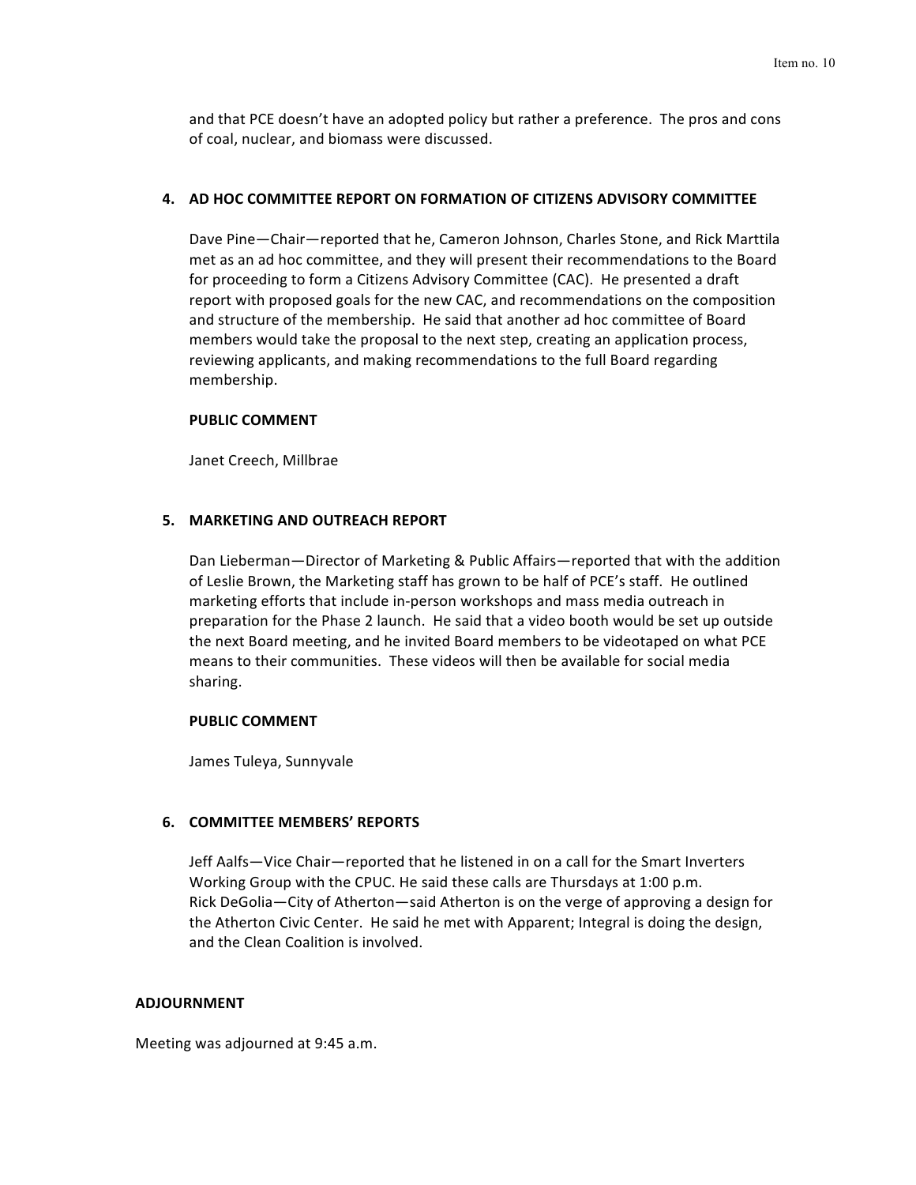and that PCE doesn't have an adopted policy but rather a preference. The pros and cons of coal, nuclear, and biomass were discussed.

## 4. AD HOC COMMITTEE REPORT ON FORMATION OF CITIZENS ADVISORY COMMITTEE

Dave Pine—Chair—reported that he, Cameron Johnson, Charles Stone, and Rick Marttila met as an ad hoc committee, and they will present their recommendations to the Board for proceeding to form a Citizens Advisory Committee (CAC). He presented a draft report with proposed goals for the new CAC, and recommendations on the composition and structure of the membership. He said that another ad hoc committee of Board members would take the proposal to the next step, creating an application process, reviewing applicants, and making recommendations to the full Board regarding membership.

**PUBLIC COMMENT**

Janet Creech, Millbrae

## 5. MARKETING AND OUTREACH REPORT

Dan Lieberman—Director of Marketing & Public Affairs—reported that with the addition of Leslie Brown, the Marketing staff has grown to be half of PCE's staff. He outlined marketing efforts that include in-person workshops and mass media outreach in preparation for the Phase 2 launch. He said that a video booth would be set up outside the next Board meeting, and he invited Board members to be videotaped on what PCE means to their communities. These videos will then be available for social media sharing.

**PUBLIC COMMENT**

James Tuleya, Sunnyvale

## 6. COMMITTEE MEMBERS' REPORTS

Jeff Aalfs—Vice Chair—reported that he listened in on a call for the Smart Inverters Working Group with the CPUC. He said these calls are Thursdays at 1:00 p.m.
Rick DeGolia—City of Atherton—said Atherton is on the verge of approving a design for the Atherton Civic Center. He said he met with Apparent; Integral is doing the design, and the Clean Coalition is involved.

## ADJOURNMENT

Meeting was adjourned at 9:45 a.m.